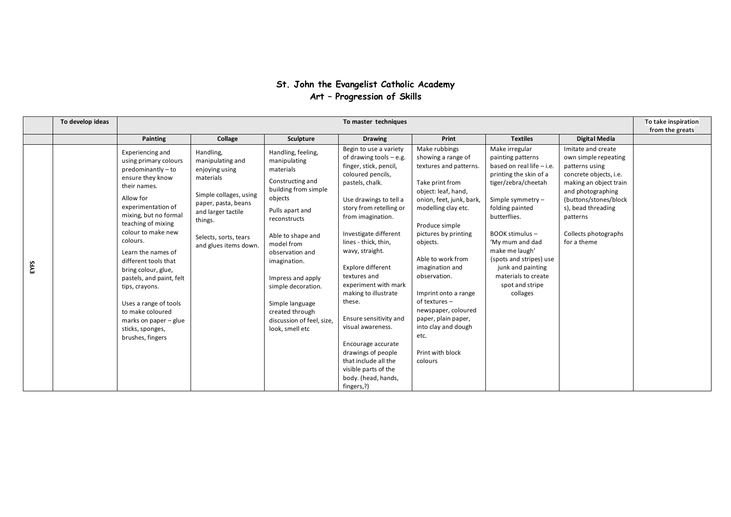# St. John the Evangelist Catholic Academy

## Art – Progression of Skills

| | To develop ideas | To master techniques | | | | | | | To take inspiration from the greats |
|---|---|---|---|---|---|---|---|---|---|
| | | Painting | Collage | Sculpture | Drawing | Print | Textiles | Digital Media | |
| EYFS | | Experiencing and using primary colours predominantly – to ensure they know their names.<br><br>Allow for experimentation of mixing, but no formal teaching of mixing colour to make new colours.<br><br>Learn the names of different tools that bring colour, glue, pastels, and paint, felt tips, crayons.<br><br>Uses a range of tools to make coloured marks on paper – glue sticks, sponges, brushes, fingers | Handling, manipulating and enjoying using materials<br><br>Simple collages, using paper, pasta, beans and larger tactile things.<br><br>Selects, sorts, tears and glues items down. | Handling, feeling, manipulating materials<br><br>Constructing and building from simple objects<br><br>Pulls apart and reconstructs<br><br>Able to shape and model from observation and imagination.<br><br>Impress and apply simple decoration.<br><br>Simple language created through discussion of feel, size, look, smell etc | Begin to use a variety of drawing tools – e.g. finger, stick, pencil, coloured pencils, pastels, chalk.<br><br>Use drawings to tell a story from retelling or from imagination.<br><br>Investigate different lines - thick, thin, wavy, straight.<br><br>Explore different textures and experiment with mark making to illustrate these.<br><br>Ensure sensitivity and visual awareness.<br><br>Encourage accurate drawings of people that include all the visible parts of the body. (head, hands, fingers,?) | Make rubbings showing a range of textures and patterns.<br><br>Take print from object: leaf, hand, onion, feet, junk, bark, modelling clay etc.<br><br>Produce simple pictures by printing objects.<br><br>Able to work from imagination and observation.<br><br>Imprint onto a range of textures – newspaper, coloured paper, plain paper, into clay and dough etc.<br><br>Print with block colours | Make irregular painting patterns based on real life – i.e. printing the skin of a tiger/zebra/cheetah<br><br>Simple symmetry – folding painted butterflies.<br><br>BOOK stimulus – 'My mum and dad make me laugh' (spots and stripes) use junk and painting materials to create spot and stripe collages | Imitate and create own simple repeating patterns using concrete objects, i.e. making an object train and photographing (buttons/stones/blocks), bead threading patterns<br><br>Collects photographs for a theme | |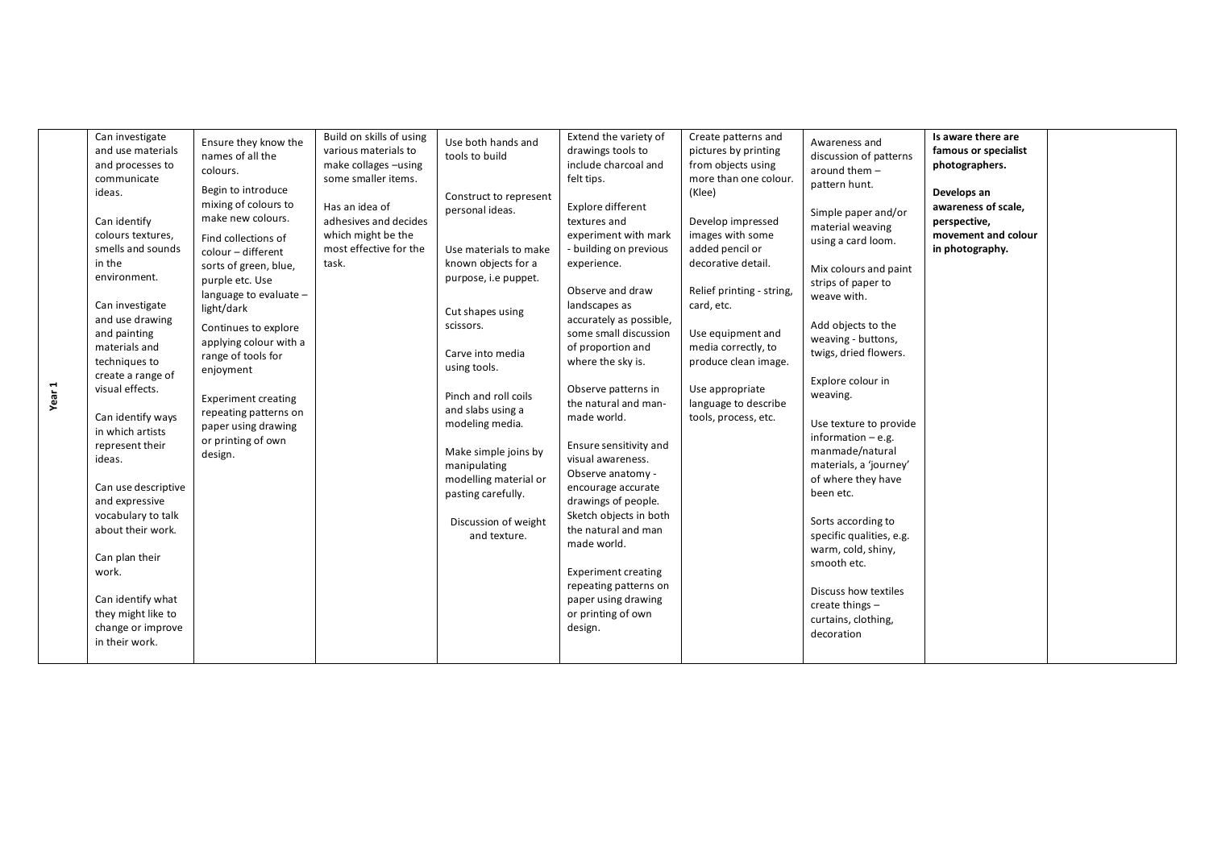| Year 1 | Can investigate and use materials and processes to communicate ideas.<br><br>Can identify colours textures, smells and sounds in the environment.<br><br>Can investigate and use drawing and painting materials and techniques to create a range of visual effects.<br><br>Can identify ways in which artists represent their ideas.<br><br>Can use descriptive and expressive vocabulary to talk about their work.<br><br>Can plan their work.<br><br>Can identify what they might like to change or improve in their work. | Ensure they know the names of all the colours.<br><br>Begin to introduce mixing of colours to make new colours.<br><br>Find collections of colour – different sorts of green, blue, purple etc. Use language to evaluate – light/dark<br><br>Continues to explore applying colour with a range of tools for enjoyment<br><br>Experiment creating repeating patterns on paper using drawing or printing of own design. | Build on skills of using various materials to make collages –using some smaller items.<br><br>Has an idea of adhesives and decides which might be the most effective for the task. | Use both hands and tools to build<br><br>Construct to represent personal ideas.<br><br>Use materials to make known objects for a purpose, i.e puppet.<br><br>Cut shapes using scissors.<br><br>Carve into media using tools.<br><br>Pinch and roll coils and slabs using a modeling media.<br><br>Make simple joins by manipulating modelling material or pasting carefully.<br><br>Discussion of weight and texture. | Extend the variety of drawings tools to include charcoal and felt tips.<br><br>Explore different textures and experiment with mark - building on previous experience.<br><br>Observe and draw landscapes as accurately as possible, some small discussion of proportion and where the sky is.<br><br>Observe patterns in the natural and man-made world.<br><br>Ensure sensitivity and visual awareness.<br>Observe anatomy - encourage accurate drawings of people.<br>Sketch objects in both the natural and man made world.<br><br>Experiment creating repeating patterns on paper using drawing or printing of own design. | Create patterns and pictures by printing from objects using more than one colour. (Klee)<br><br>Develop impressed images with some added pencil or decorative detail.<br><br>Relief printing - string, card, etc.<br><br>Use equipment and media correctly, to produce clean image.<br><br>Use appropriate language to describe tools, process, etc. | Awareness and discussion of patterns around them – pattern hunt.<br><br>Simple paper and/or material weaving using a card loom.<br><br>Mix colours and paint strips of paper to weave with.<br><br>Add objects to the weaving - buttons, twigs, dried flowers.<br><br>Explore colour in weaving.<br><br>Use texture to provide information – e.g. manmade/natural materials, a 'journey' of where they have been etc.<br><br>Sorts according to specific qualities, e.g. warm, cold, shiny, smooth etc.<br><br>Discuss how textiles create things – curtains, clothing, decoration | **Is aware there are famous or specialist photographers.**<br><br>**Develops an awareness of scale, perspective, movement and colour in photography.** | |
|---|---|---|---|---|---|---|---|---|---|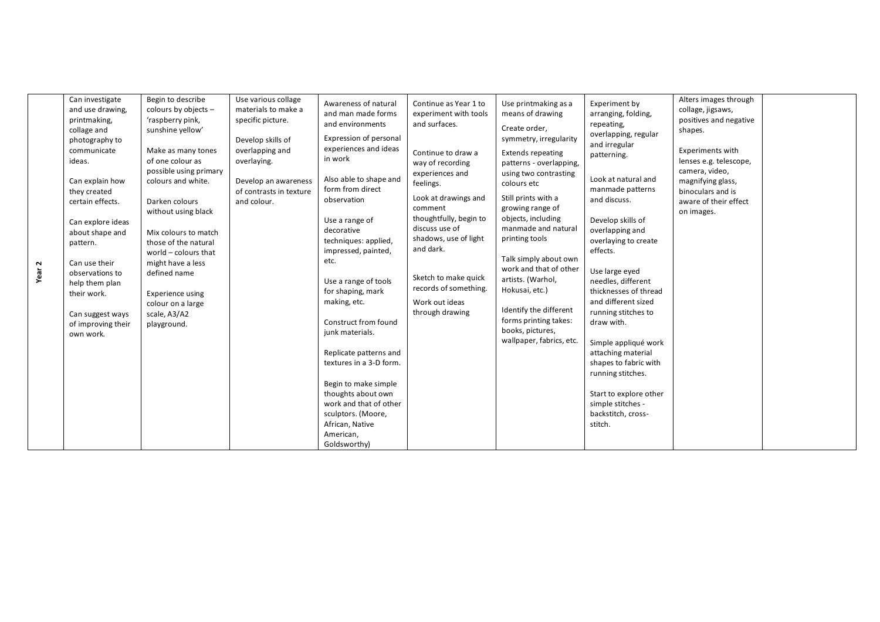| | | | | | | | | | | |
|---|---|---|---|---|---|---|---|---|---|---|
| **Year 2** | Can investigate and use drawing, printmaking, collage and photography to communicate ideas.<br><br>Can explain how they created certain effects.<br><br>Can explore ideas about shape and pattern.<br><br>Can use their observations to help them plan their work.<br><br>Can suggest ways of improving their own work. | Begin to describe colours by objects – 'raspberry pink, sunshine yellow'<br><br>Make as many tones of one colour as possible using primary colours and white.<br><br>Darken colours without using black<br><br>Mix colours to match those of the natural world – colours that might have a less defined name<br><br>Experience using colour on a large scale, A3/A2 playground. | Use various collage materials to make a specific picture.<br><br>Develop skills of overlapping and overlaying.<br><br>Develop an awareness of contrasts in texture and colour. | Awareness of natural and man made forms and environments<br><br>Expression of personal experiences and ideas in work<br><br>Also able to shape and form from direct observation<br><br>Use a range of decorative techniques: applied, impressed, painted, etc.<br><br>Use a range of tools for shaping, mark making, etc.<br><br>Construct from found junk materials.<br><br>Replicate patterns and textures in a 3-D form.<br><br>Begin to make simple thoughts about own work and that of other sculptors. (Moore, African, Native American, Goldsworthy) | Continue as Year 1 to experiment with tools and surfaces.<br><br>Continue to draw a way of recording experiences and feelings.<br><br>Look at drawings and comment thoughtfully, begin to discuss use of shadows, use of light and dark.<br><br>Sketch to make quick records of something.<br><br>Work out ideas through drawing | Use printmaking as a means of drawing<br><br>Create order, symmetry, irregularity<br><br>Extends repeating patterns - overlapping, using two contrasting colours etc<br><br>Still prints with a growing range of objects, including manmade and natural printing tools<br><br>Talk simply about own work and that of other artists. (Warhol, Hokusai, etc.)<br><br>Identify the different forms printing takes: books, pictures, wallpaper, fabrics, etc. | Experiment by arranging, folding, repeating, overlapping, regular and irregular patterning.<br><br>Look at natural and manmade patterns and discuss.<br><br>Develop skills of overlapping and overlaying to create effects.<br><br>Use large eyed needles, different thicknesses of thread and different sized running stitches to draw with.<br><br>Simple appliqué work attaching material shapes to fabric with running stitches.<br><br>Start to explore other simple stitches - backstitch, cross-stitch. | Alters images through collage, jigsaws, positives and negative shapes.<br><br>Experiments with lenses e.g. telescope, camera, video, magnifying glass, binoculars and is aware of their effect on images. | |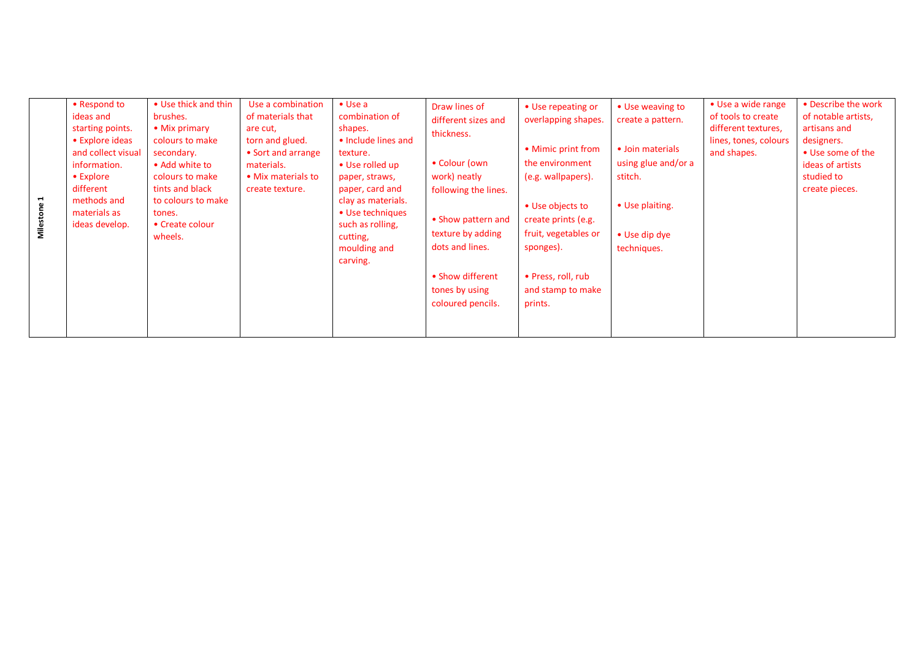| Milestone 1 | • Respond to ideas and starting points.<br>• Explore ideas and collect visual information.<br>• Explore different methods and materials as ideas develop. | • Use thick and thin brushes.<br>• Mix primary colours to make secondary.<br>• Add white to colours to make tints and black to colours to make tones.<br>• Create colour wheels. | Use a combination of materials that are cut, torn and glued.<br>• Sort and arrange materials.<br>• Mix materials to create texture. | • Use a combination of shapes.<br>• Include lines and texture.<br>• Use rolled up paper, straws, paper, card and clay as materials.<br>• Use techniques such as rolling, cutting, moulding and carving. | Draw lines of different sizes and thickness.<br><br>• Colour (own work) neatly following the lines.<br><br>• Show pattern and texture by adding dots and lines.<br><br>• Show different tones by using coloured pencils. | • Use repeating or overlapping shapes.<br><br>• Mimic print from the environment (e.g. wallpapers).<br><br>• Use objects to create prints (e.g. fruit, vegetables or sponges).<br><br>• Press, roll, rub and stamp to make prints. | • Use weaving to create a pattern.<br><br>• Join materials using glue and/or a stitch.<br><br>• Use plaiting.<br><br>• Use dip dye techniques. | • Use a wide range of tools to create different textures, lines, tones, colours and shapes. | • Describe the work of notable artists, artisans and designers.<br>• Use some of the ideas of artists studied to create pieces. |
|---|---|---|---|---|---|---|---|---|---|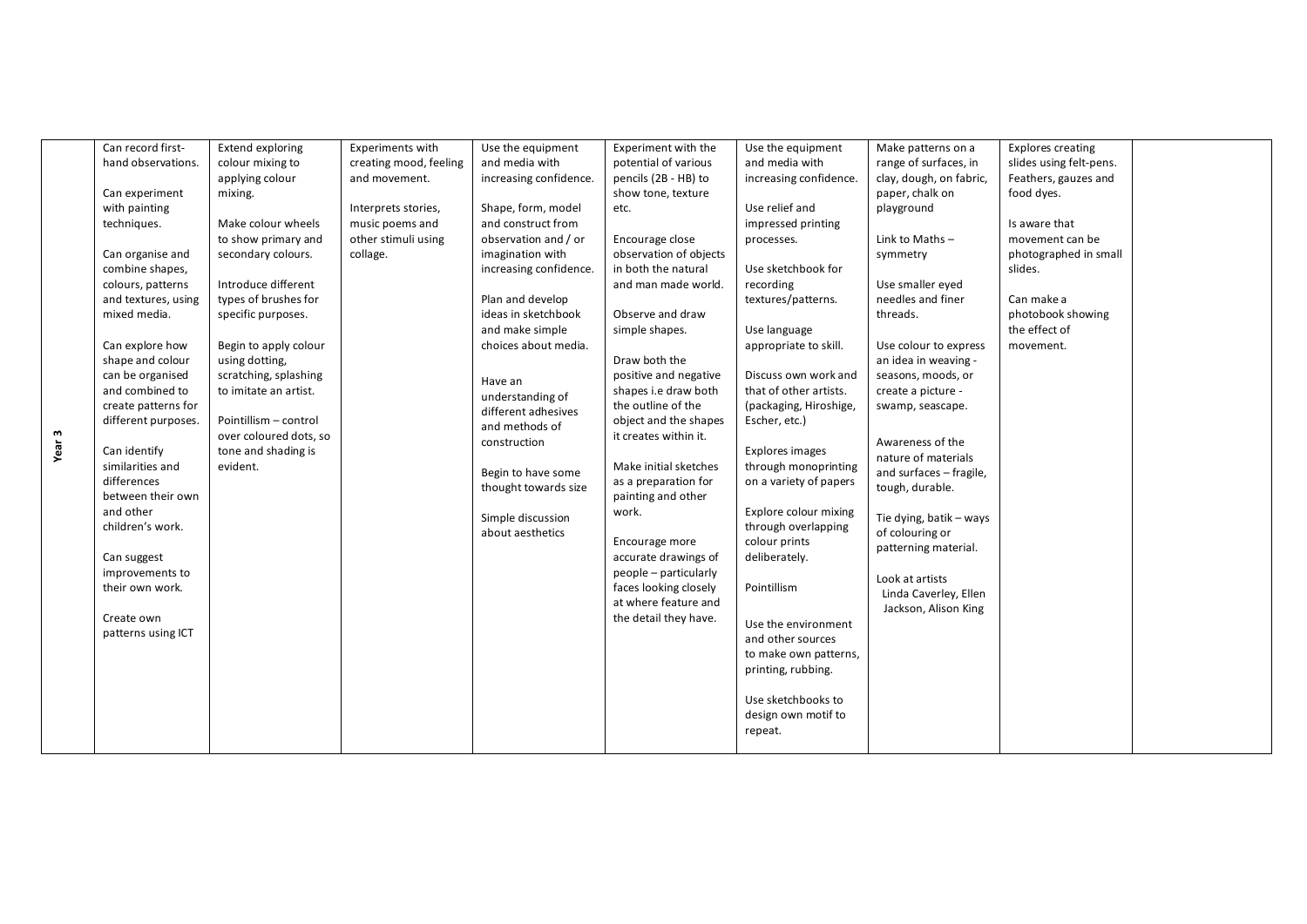| Year 3 | Can record first-hand observations.<br><br>Can experiment with painting techniques.<br><br>Can organise and combine shapes, colours, patterns and textures, using mixed media.<br><br>Can explore how shape and colour can be organised and combined to create patterns for different purposes.<br><br>Can identify similarities and differences between their own and other children's work.<br><br>Can suggest improvements to their own work.<br><br>Create own patterns using ICT | Extend exploring colour mixing to applying colour mixing.<br><br>Make colour wheels to show primary and secondary colours.<br><br>Introduce different types of brushes for specific purposes.<br><br>Begin to apply colour using dotting, scratching, splashing to imitate an artist.<br><br>Pointillism – control over coloured dots, so tone and shading is evident. | Experiments with creating mood, feeling and movement.<br><br>Interprets stories, music poems and other stimuli using collage. | Use the equipment and media with increasing confidence.<br><br>Shape, form, model and construct from observation and / or imagination with increasing confidence.<br><br>Plan and develop ideas in sketchbook and make simple choices about media.<br><br>Have an understanding of different adhesives and methods of construction<br><br>Begin to have some thought towards size<br><br>Simple discussion about aesthetics | Experiment with the potential of various pencils (2B - HB) to show tone, texture etc.<br><br>Encourage close observation of objects in both the natural and man made world.<br><br>Observe and draw simple shapes.<br><br>Draw both the positive and negative shapes i.e draw both the outline of the object and the shapes it creates within it.<br><br>Make initial sketches as a preparation for painting and other work.<br><br>Encourage more accurate drawings of people – particularly faces looking closely at where feature and the detail they have. | Use the equipment and media with increasing confidence.<br><br>Use relief and impressed printing processes.<br><br>Use sketchbook for recording textures/patterns.<br><br>Use language appropriate to skill.<br><br>Discuss own work and that of other artists. (packaging, Hiroshige, Escher, etc.)<br><br>Explores images through monoprinting on a variety of papers<br><br>Explore colour mixing through overlapping colour prints deliberately.<br><br>Pointillism<br><br>Use the environment and other sources to make own patterns, printing, rubbing.<br><br>Use sketchbooks to design own motif to repeat. | Make patterns on a range of surfaces, in clay, dough, on fabric, paper, chalk on playground<br><br>Link to Maths – symmetry<br><br>Use smaller eyed needles and finer threads.<br><br>Use colour to express an idea in weaving - seasons, moods, or create a picture - swamp, seascape.<br><br>Awareness of the nature of materials and surfaces – fragile, tough, durable.<br><br>Tie dying, batik – ways of colouring or patterning material.<br><br>Look at artists Linda Caverley, Ellen Jackson, Alison King | Explores creating slides using felt-pens. Feathers, gauzes and food dyes.<br><br>Is aware that movement can be photographed in small slides.<br><br>Can make a photobook showing the effect of movement. | |
|---|---|---|---|---|---|---|---|---|---|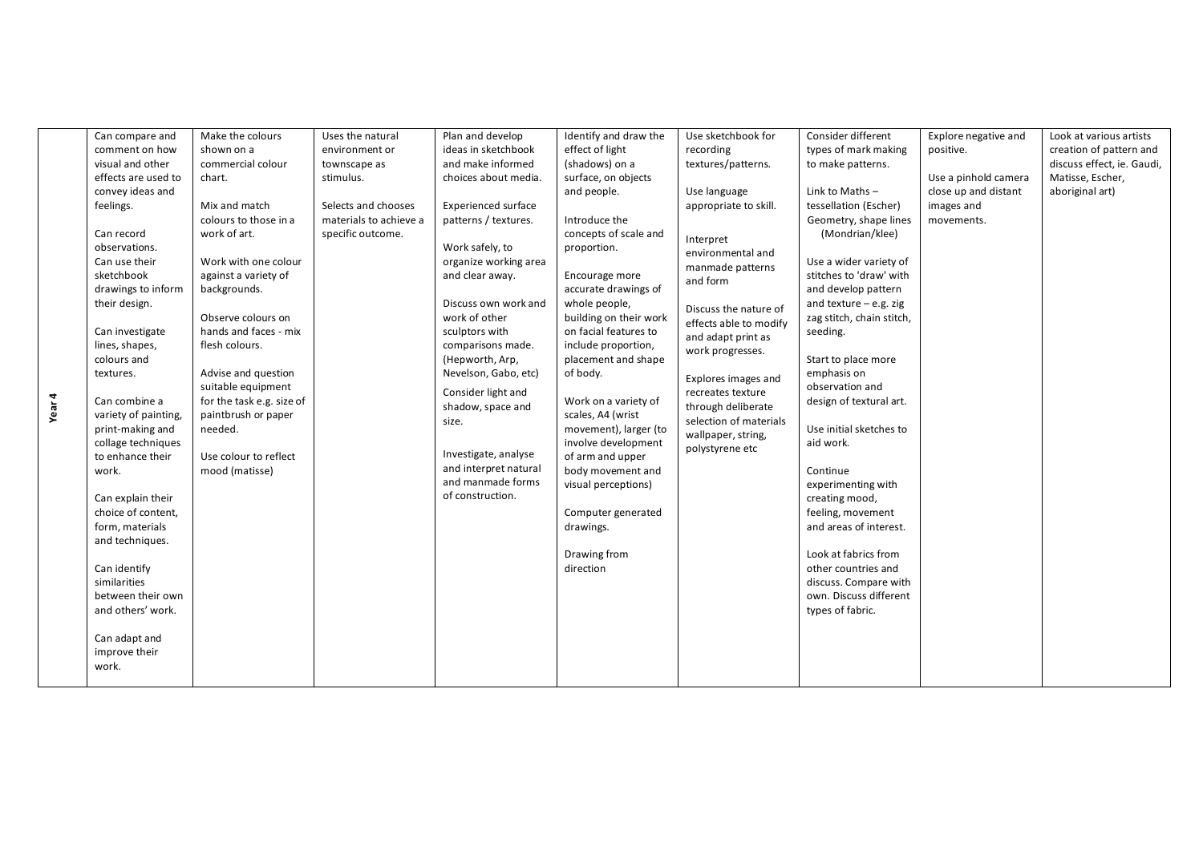| | | | | | | | | | |
|---|---|---|---|---|---|---|---|---|---|
| Year 4 | Can compare and comment on how visual and other effects are used to convey ideas and feelings.<br><br>Can record observations.<br>Can use their sketchbook drawings to inform their design.<br><br>Can investigate lines, shapes, colours and textures.<br><br>Can combine a variety of painting, print-making and collage techniques to enhance their work.<br><br>Can explain their choice of content, form, materials and techniques.<br><br>Can identify similarities between their own and others' work.<br><br>Can adapt and improve their work. | Make the colours shown on a commercial colour chart.<br><br>Mix and match colours to those in a work of art.<br><br>Work with one colour against a variety of backgrounds.<br><br>Observe colours on hands and faces - mix flesh colours.<br><br>Advise and question suitable equipment for the task e.g. size of paintbrush or paper needed.<br><br>Use colour to reflect mood (matisse) | Uses the natural environment or townscape as stimulus.<br><br>Selects and chooses materials to achieve a specific outcome. | Plan and develop ideas in sketchbook and make informed choices about media.<br><br>Experienced surface patterns / textures.<br><br>Work safely, to organize working area and clear away.<br><br>Discuss own work and work of other sculptors with comparisons made. (Hepworth, Arp, Nevelson, Gabo, etc)<br><br>Consider light and shadow, space and size.<br><br>Investigate, analyse and interpret natural and manmade forms of construction. | Identify and draw the effect of light (shadows) on a surface, on objects and people.<br><br>Introduce the concepts of scale and proportion.<br><br>Encourage more accurate drawings of whole people, building on their work on facial features to include proportion, placement and shape of body.<br><br>Work on a variety of scales, A4 (wrist movement), larger (to involve development of arm and upper body movement and visual perceptions)<br><br>Computer generated drawings.<br><br>Drawing from direction | Use sketchbook for recording textures/patterns.<br><br>Use language appropriate to skill.<br><br>Interpret environmental and manmade patterns and form<br><br>Discuss the nature of effects able to modify and adapt print as work progresses.<br><br>Explores images and recreates texture through deliberate selection of materials wallpaper, string, polystyrene etc | Consider different types of mark making to make patterns.<br><br>Link to Maths – tessellation (Escher) Geometry, shape lines (Mondrian/klee)<br><br>Use a wider variety of stitches to 'draw' with and develop pattern and texture – e.g. zig zag stitch, chain stitch, seeding.<br><br>Start to place more emphasis on observation and design of textural art.<br><br>Use initial sketches to aid work.<br><br>Continue experimenting with creating mood, feeling, movement and areas of interest.<br><br>Look at fabrics from other countries and discuss. Compare with own. Discuss different types of fabric. | Explore negative and positive.<br><br>Use a pinhold camera close up and distant images and movements. | Look at various artists creation of pattern and discuss effect, ie. Gaudi, Matisse, Escher, aboriginal art) |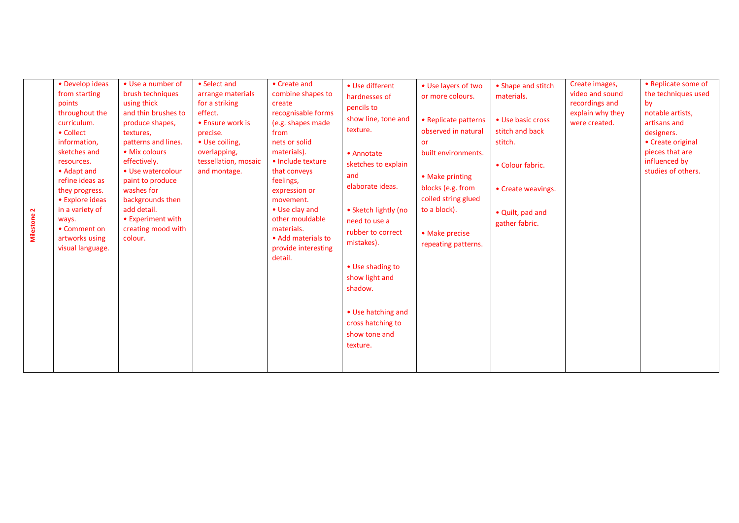| | | | | | | | | | |
|---|---|---|---|---|---|---|---|---|---|
| **Milestone 2** | • Develop ideas from starting points throughout the curriculum.<br>• Collect information, sketches and resources.<br>• Adapt and refine ideas as they progress.<br>• Explore ideas in a variety of ways.<br>• Comment on artworks using visual language. | • Use a number of brush techniques using thick and thin brushes to produce shapes, textures, patterns and lines.<br>• Mix colours effectively.<br>• Use watercolour paint to produce washes for backgrounds then add detail.<br>• Experiment with creating mood with colour. | • Select and arrange materials for a striking effect.<br>• Ensure work is precise.<br>• Use coiling, overlapping, tessellation, mosaic and montage. | • Create and combine shapes to create recognisable forms (e.g. shapes made from nets or solid materials).<br>• Include texture that conveys feelings, expression or movement.<br>• Use clay and other mouldable materials.<br>• Add materials to provide interesting detail. | • Use different hardnesses of pencils to show line, tone and texture.<br>• Annotate sketches to explain and elaborate ideas.<br>• Sketch lightly (no need to use a rubber to correct mistakes).<br>• Use shading to show light and shadow.<br>• Use hatching and cross hatching to show tone and texture. | • Use layers of two or more colours.<br>• Replicate patterns observed in natural or built environments.<br>• Make printing blocks (e.g. from coiled string glued to a block).<br>• Make precise repeating patterns. | • Shape and stitch materials.<br>• Use basic cross stitch and back stitch.<br>• Colour fabric.<br>• Create weavings.<br>• Quilt, pad and gather fabric. | Create images, video and sound recordings and explain why they were created. | • Replicate some of the techniques used by notable artists, artisans and designers.<br>• Create original pieces that are influenced by studies of others. |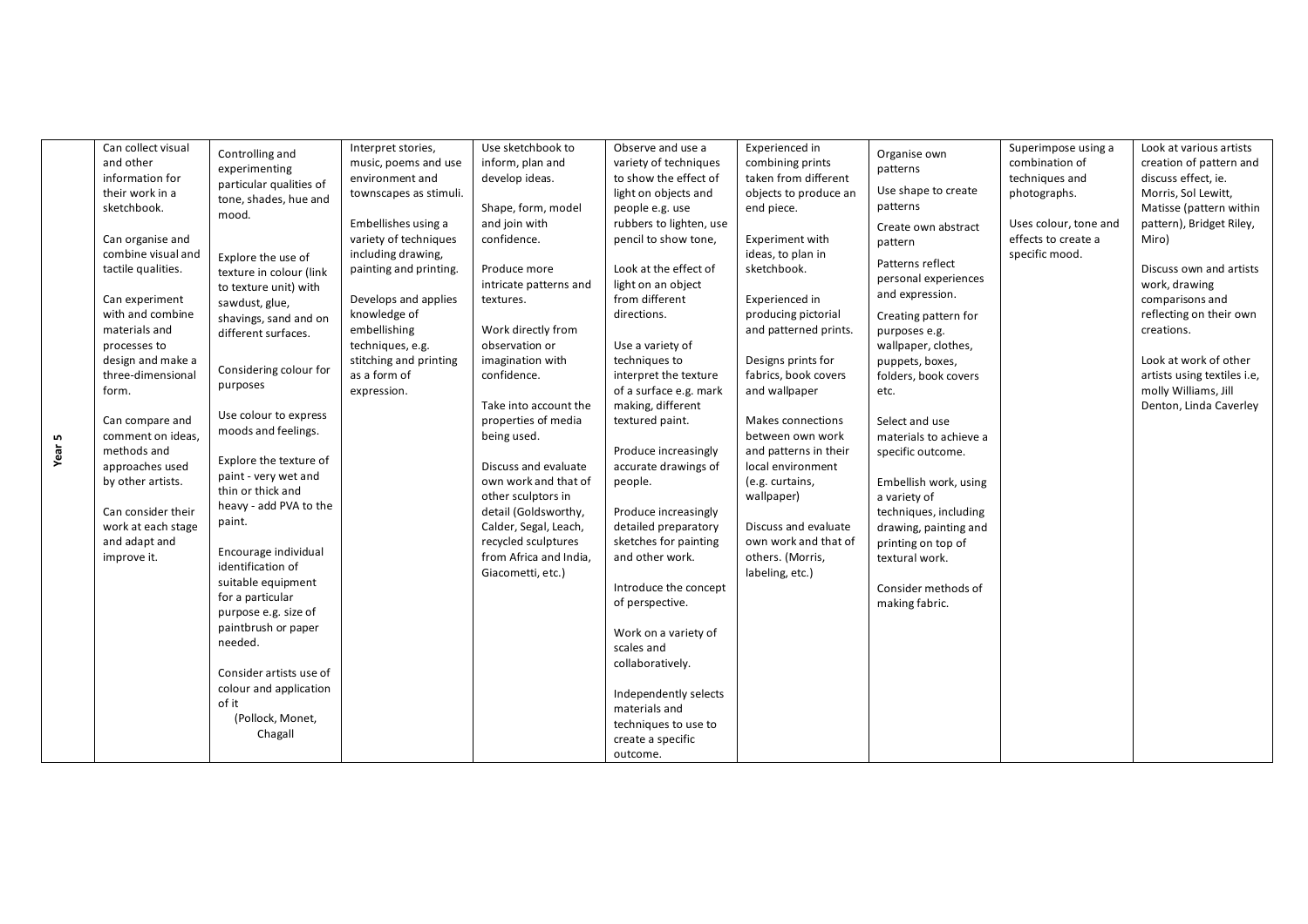| Year 5 | Can collect visual and other information for their work in a sketchbook.<br><br>Can organise and combine visual and tactile qualities.<br><br>Can experiment with and combine materials and processes to design and make a three-dimensional form.<br><br>Can compare and comment on ideas, methods and approaches used by other artists.<br><br>Can consider their work at each stage and adapt and improve it. | Controlling and experimenting particular qualities of tone, shades, hue and mood.<br><br>Explore the use of texture in colour (link to texture unit) with sawdust, glue, shavings, sand and on different surfaces.<br><br>Considering colour for purposes<br><br>Use colour to express moods and feelings.<br><br>Explore the texture of paint - very wet and thin or thick and heavy - add PVA to the paint.<br><br>Encourage individual identification of suitable equipment for a particular purpose e.g. size of paintbrush or paper needed.<br><br>Consider artists use of colour and application of it<br>(Pollock, Monet, Chagall | Interpret stories, music, poems and use environment and townscapes as stimuli.<br><br>Embellishes using a variety of techniques including drawing, painting and printing.<br><br>Develops and applies knowledge of embellishing techniques, e.g. stitching and printing as a form of expression. | Use sketchbook to inform, plan and develop ideas.<br><br>Shape, form, model and join with confidence.<br><br>Produce more intricate patterns and textures.<br><br>Work directly from observation or imagination with confidence.<br><br>Take into account the properties of media being used.<br><br>Discuss and evaluate own work and that of other sculptors in detail (Goldsworthy, Calder, Segal, Leach, recycled sculptures from Africa and India, Giacometti, etc.) | Observe and use a variety of techniques to show the effect of light on objects and people e.g. use rubbers to lighten, use pencil to show tone,<br><br>Look at the effect of light on an object from different directions.<br><br>Use a variety of techniques to interpret the texture of a surface e.g. mark making, different textured paint.<br><br>Produce increasingly accurate drawings of people.<br><br>Produce increasingly detailed preparatory sketches for painting and other work.<br><br>Introduce the concept of perspective.<br><br>Work on a variety of scales and collaboratively.<br><br>Independently selects materials and techniques to use to create a specific outcome. | Experienced in combining prints taken from different objects to produce an end piece.<br><br>Experiment with ideas, to plan in sketchbook.<br><br>Experienced in producing pictorial and patterned prints.<br><br>Designs prints for fabrics, book covers and wallpaper<br><br>Makes connections between own work and patterns in their local environment (e.g. curtains, wallpaper)<br><br>Discuss and evaluate own work and that of others. (Morris, labeling, etc.) | Organise own patterns<br><br>Use shape to create patterns<br><br>Create own abstract pattern<br><br>Patterns reflect personal experiences and expression.<br><br>Creating pattern for purposes e.g. wallpaper, clothes, puppets, boxes, folders, book covers etc.<br><br>Select and use materials to achieve a specific outcome.<br><br>Embellish work, using a variety of techniques, including drawing, painting and printing on top of textural work.<br><br>Consider methods of making fabric. | Superimpose using a combination of techniques and photographs.<br><br>Uses colour, tone and effects to create a specific mood. | Look at various artists creation of pattern and discuss effect, ie. Morris, Sol Lewitt, Matisse (pattern within pattern), Bridget Riley, Miro)<br><br>Discuss own and artists work, drawing comparisons and reflecting on their own creations.<br><br>Look at work of other artists using textiles i.e, molly Williams, Jill Denton, Linda Caverley |
|---|---|---|---|---|---|---|---|---|---|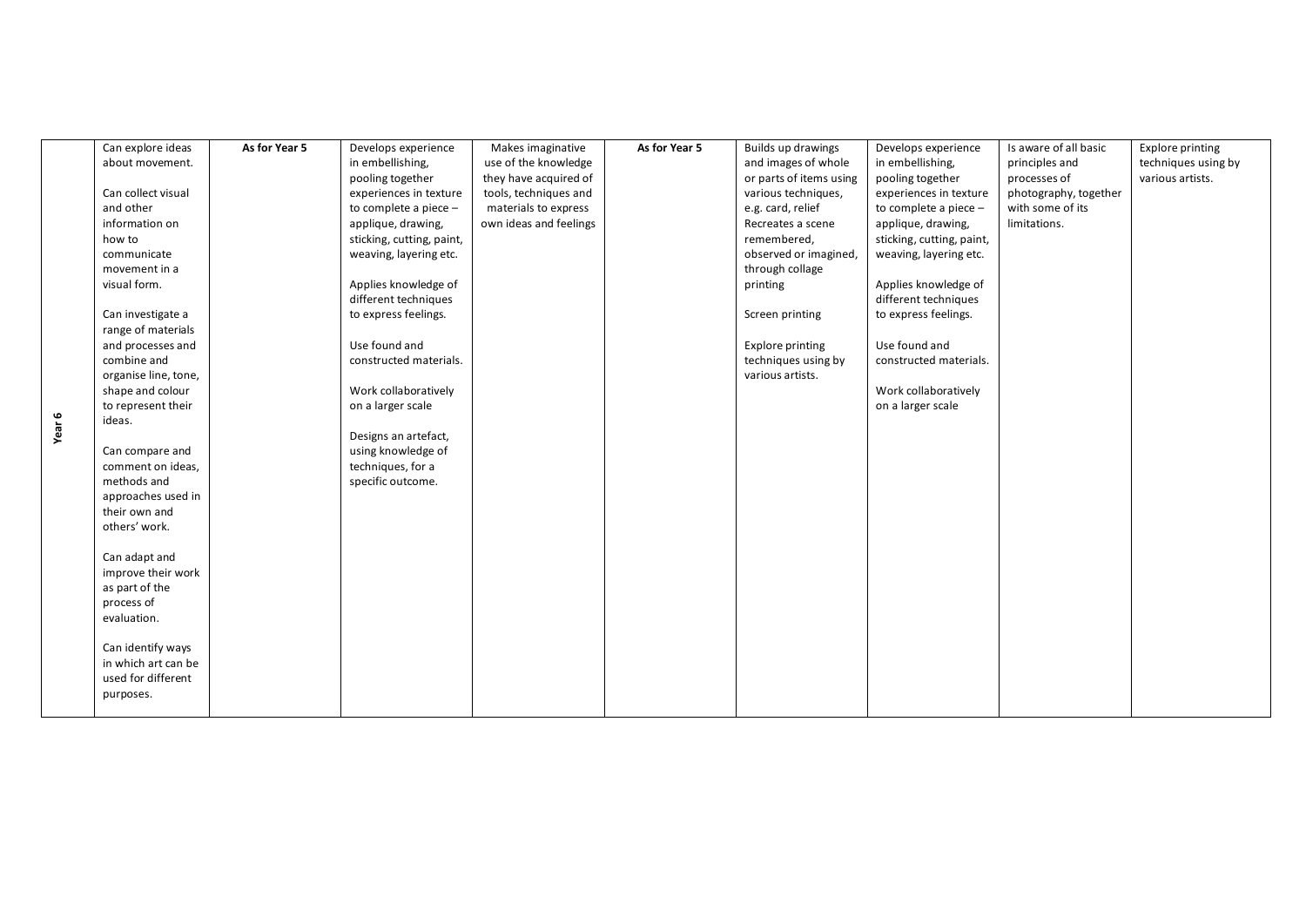| | | | | | | | | | |
|---|---|---|---|---|---|---|---|---|---|
| Year 6 | Can explore ideas about movement.<br><br>Can collect visual and other information on how to communicate movement in a visual form.<br><br>Can investigate a range of materials and processes and combine and organise line, tone, shape and colour to represent their ideas.<br><br>Can compare and comment on ideas, methods and approaches used in their own and others' work.<br><br>Can adapt and improve their work as part of the process of evaluation.<br><br>Can identify ways in which art can be used for different purposes. | **As for Year 5** | Develops experience in embellishing, pooling together experiences in texture to complete a piece – applique, drawing, sticking, cutting, paint, weaving, layering etc.<br><br>Applies knowledge of different techniques to express feelings.<br><br>Use found and constructed materials.<br><br>Work collaboratively on a larger scale<br><br>Designs an artefact, using knowledge of techniques, for a specific outcome. | Makes imaginative use of the knowledge they have acquired of tools, techniques and materials to express own ideas and feelings | **As for Year 5** | Builds up drawings and images of whole or parts of items using various techniques, e.g. card, relief Recreates a scene remembered, observed or imagined, through collage printing<br><br>Screen printing<br><br>Explore printing techniques using by various artists. | Develops experience in embellishing, pooling together experiences in texture to complete a piece – applique, drawing, sticking, cutting, paint, weaving, layering etc.<br><br>Applies knowledge of different techniques to express feelings.<br><br>Use found and constructed materials.<br><br>Work collaboratively on a larger scale | Is aware of all basic principles and processes of photography, together with some of its limitations. | Explore printing techniques using by various artists. |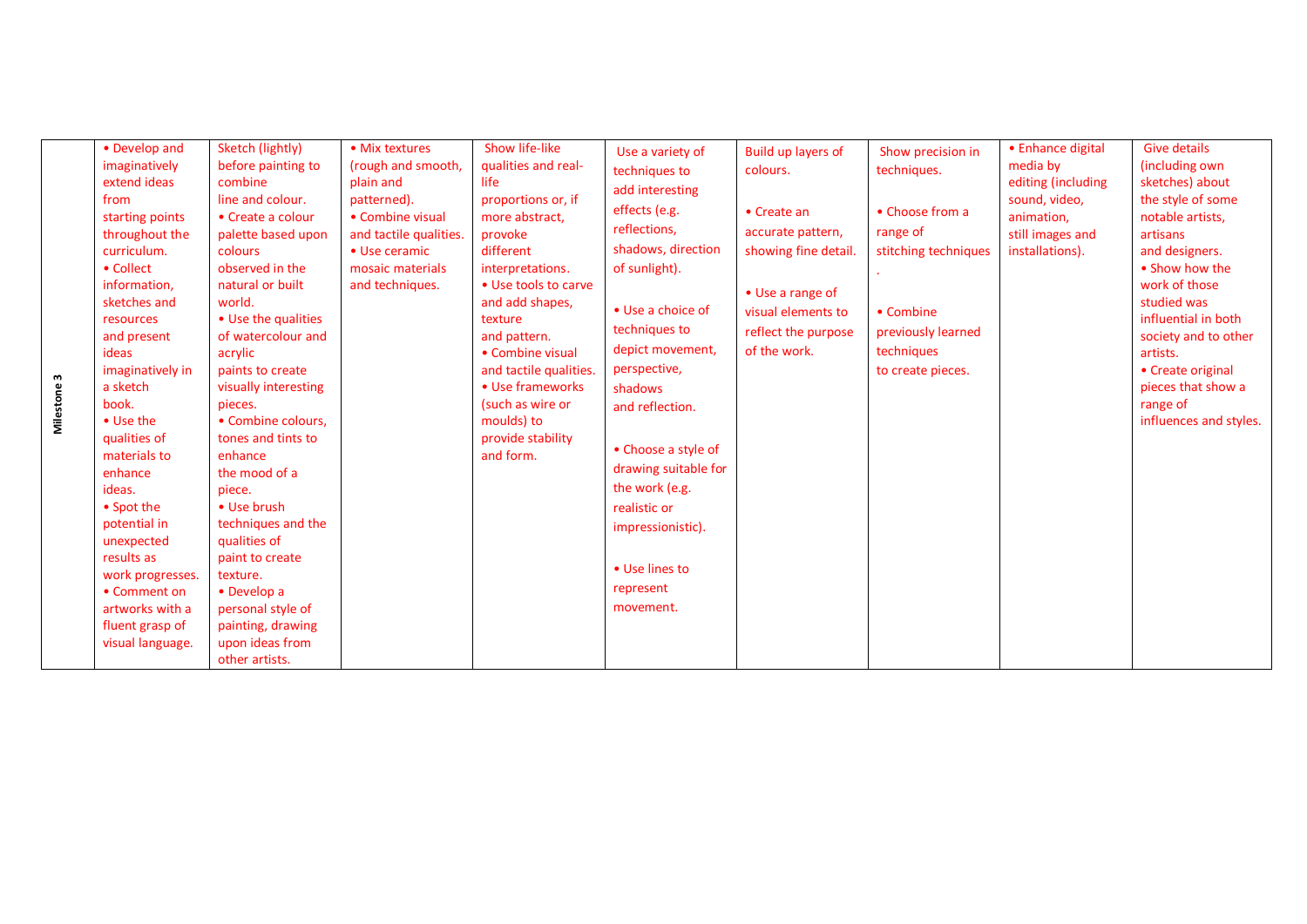| | | | | | | | | | |
|---|---|---|---|---|---|---|---|---|---|
| **Milestone 3** | • Develop and imaginatively extend ideas from starting points throughout the curriculum.<br>• Collect information, sketches and resources and present ideas imaginatively in a sketch book.<br>• Use the qualities of materials to enhance ideas.<br>• Spot the potential in unexpected results as work progresses.<br>• Comment on artworks with a fluent grasp of visual language. | Sketch (lightly) before painting to combine line and colour.<br>• Create a colour palette based upon colours observed in the natural or built world.<br>• Use the qualities of watercolour and acrylic paints to create visually interesting pieces.<br>• Combine colours, tones and tints to enhance the mood of a piece.<br>• Use brush techniques and the qualities of paint to create texture.<br>• Develop a personal style of painting, drawing upon ideas from other artists. | • Mix textures (rough and smooth, plain and patterned).<br>• Combine visual and tactile qualities.<br>• Use ceramic mosaic materials and techniques. | Show life-like qualities and real-life proportions or, if more abstract, provoke different interpretations.<br>• Use tools to carve and add shapes, texture and pattern.<br>• Combine visual and tactile qualities.<br>• Use frameworks (such as wire or moulds) to provide stability and form. | Use a variety of techniques to add interesting effects (e.g. reflections, shadows, direction of sunlight).<br>• Use a choice of techniques to depict movement, perspective, shadows and reflection.<br>• Choose a style of drawing suitable for the work (e.g. realistic or impressionistic).<br>• Use lines to represent movement. | Build up layers of colours.<br>• Create an accurate pattern, showing fine detail.<br>• Use a range of visual elements to reflect the purpose of the work. | Show precision in techniques.<br>• Choose from a range of stitching techniques .<br>• Combine previously learned techniques to create pieces. | • Enhance digital media by editing (including sound, video, animation, still images and installations). | Give details (including own sketches) about the style of some notable artists, artisans and designers.<br>• Show how the work of those studied was influential in both society and to other artists.<br>• Create original pieces that show a range of influences and styles. |